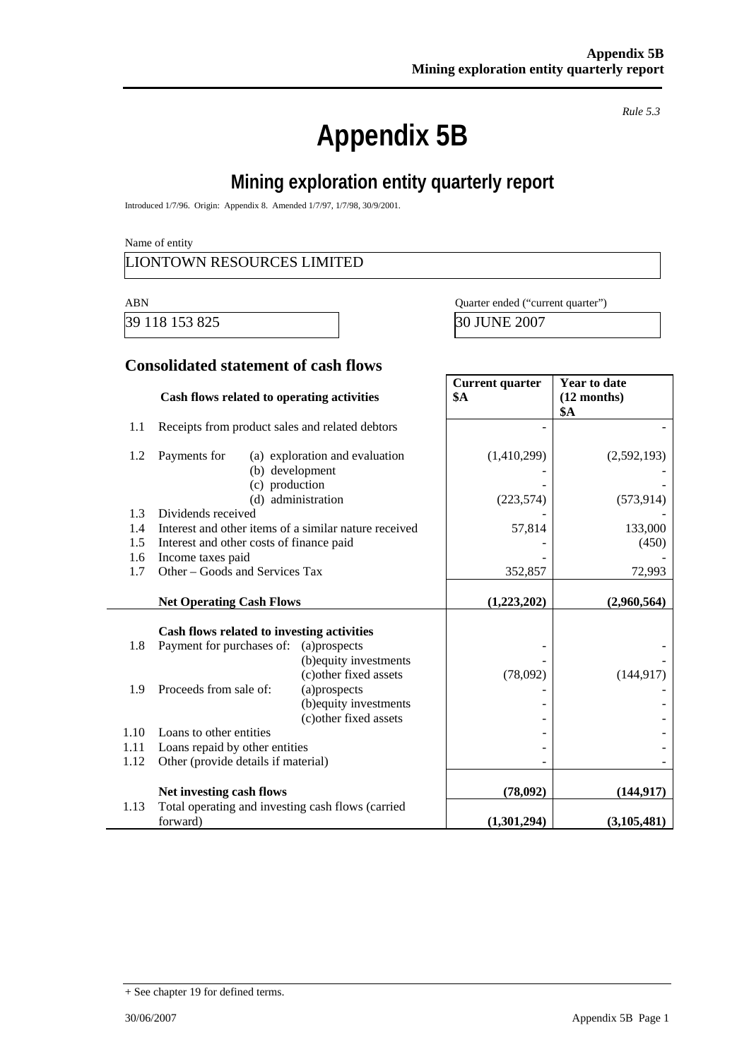*Rule 5.3*

# Appendix 5B

## Mining exploration entity quarterly report

Introduced 1/7/96. Origin: Appendix 8. Amended 1/7/97, 1/7/98, 30/9/2001.

Name of entity

LIONTOWN RESOURCES LIMITED

| ABN | Quarter ended ("current quarter") |
|---|---|
| 39 118 153 825 | 30 JUNE 2007 |

### Consolidated statement of cash flows

| | Cash flows related to operating activities | Current quarter $A | Year to date (12 months) $A |
|---|---|---|---|
| 1.1 | Receipts from product sales and related debtors | - | - |
| 1.2 | Payments for (a) exploration and evaluation | (1,410,299) | (2,592,193) |
| | (b) development | - | - |
| | (c) production | - | - |
| | (d) administration | (223,574) | (573,914) |
| 1.3 | Dividends received | - | - |
| 1.4 | Interest and other items of a similar nature received | 57,814 | 133,000 |
| 1.5 | Interest and other costs of finance paid | - | (450) |
| 1.6 | Income taxes paid | - | - |
| 1.7 | Other – Goods and Services Tax | 352,857 | 72,993 |
| | **Net Operating Cash Flows** | **(1,223,202)** | **(2,960,564)** |
| | **Cash flows related to investing activities** | | |
| 1.8 | Payment for purchases of: (a)prospects | - | - |
| | (b)equity investments | - | - |
| | (c)other fixed assets | (78,092) | (144,917) |
| 1.9 | Proceeds from sale of: (a)prospects | - | - |
| | (b)equity investments | - | - |
| | (c)other fixed assets | - | - |
| 1.10 | Loans to other entities | - | - |
| 1.11 | Loans repaid by other entities | - | - |
| 1.12 | Other (provide details if material) | - | - |
| | **Net investing cash flows** | **(78,092)** | **(144,917)** |
| 1.13 | Total operating and investing cash flows (carried forward) | **(1,301,294)** | **(3,105,481)** |

+ See chapter 19 for defined terms.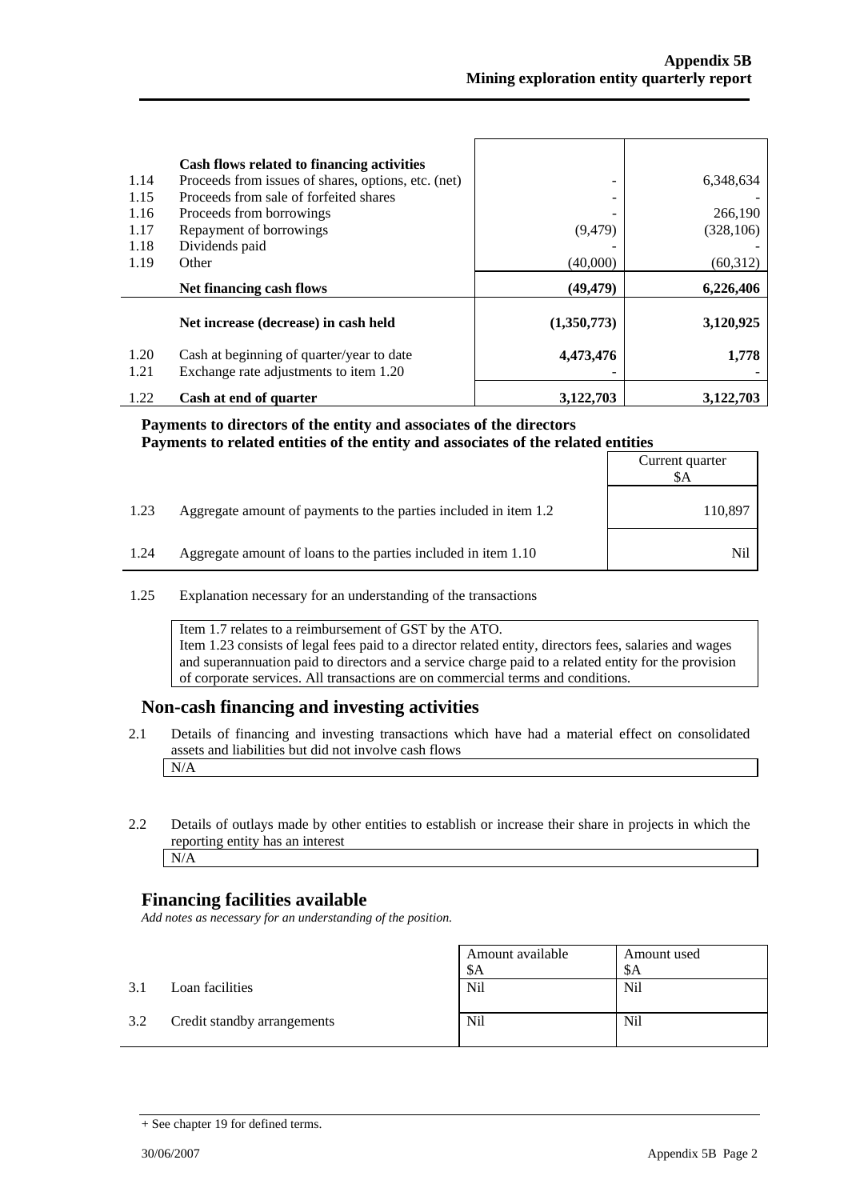| | Cash flows related to financing activities | | |
|---|---|---|---|
| 1.14 | Proceeds from issues of shares, options, etc. (net) | - | 6,348,634 |
| 1.15 | Proceeds from sale of forfeited shares | - | - |
| 1.16 | Proceeds from borrowings | - | 266,190 |
| 1.17 | Repayment of borrowings | (9,479) | (328,106) |
| 1.18 | Dividends paid | - | - |
| 1.19 | Other | (40,000) | (60,312) |
| | **Net financing cash flows** | **(49,479)** | **6,226,406** |
| | **Net increase (decrease) in cash held** | **(1,350,773)** | **3,120,925** |
| 1.20 | Cash at beginning of quarter/year to date | **4,473,476** | **1,778** |
| 1.21 | Exchange rate adjustments to item 1.20 | - | - |
| 1.22 | **Cash at end of quarter** | **3,122,703** | **3,122,703** |

**Payments to directors of the entity and associates of the directors**
**Payments to related entities of the entity and associates of the related entities**

| | | Current quarter $A |
|---|---|---|
| 1.23 | Aggregate amount of payments to the parties included in item 1.2 | 110,897 |
| 1.24 | Aggregate amount of loans to the parties included in item 1.10 | Nil |

1.25 Explanation necessary for an understanding of the transactions

Item 1.7 relates to a reimbursement of GST by the ATO.
Item 1.23 consists of legal fees paid to a director related entity, directors fees, salaries and wages and superannuation paid to directors and a service charge paid to a related entity for the provision of corporate services. All transactions are on commercial terms and conditions.

## Non-cash financing and investing activities

2.1 Details of financing and investing transactions which have had a material effect on consolidated assets and liabilities but did not involve cash flows

N/A

2.2 Details of outlays made by other entities to establish or increase their share in projects in which the reporting entity has an interest

N/A

## Financing facilities available

*Add notes as necessary for an understanding of the position.*

| | | Amount available $A | Amount used $A |
|---|---|---|---|
| 3.1 | Loan facilities | Nil | Nil |
| 3.2 | Credit standby arrangements | Nil | Nil |

+ See chapter 19 for defined terms.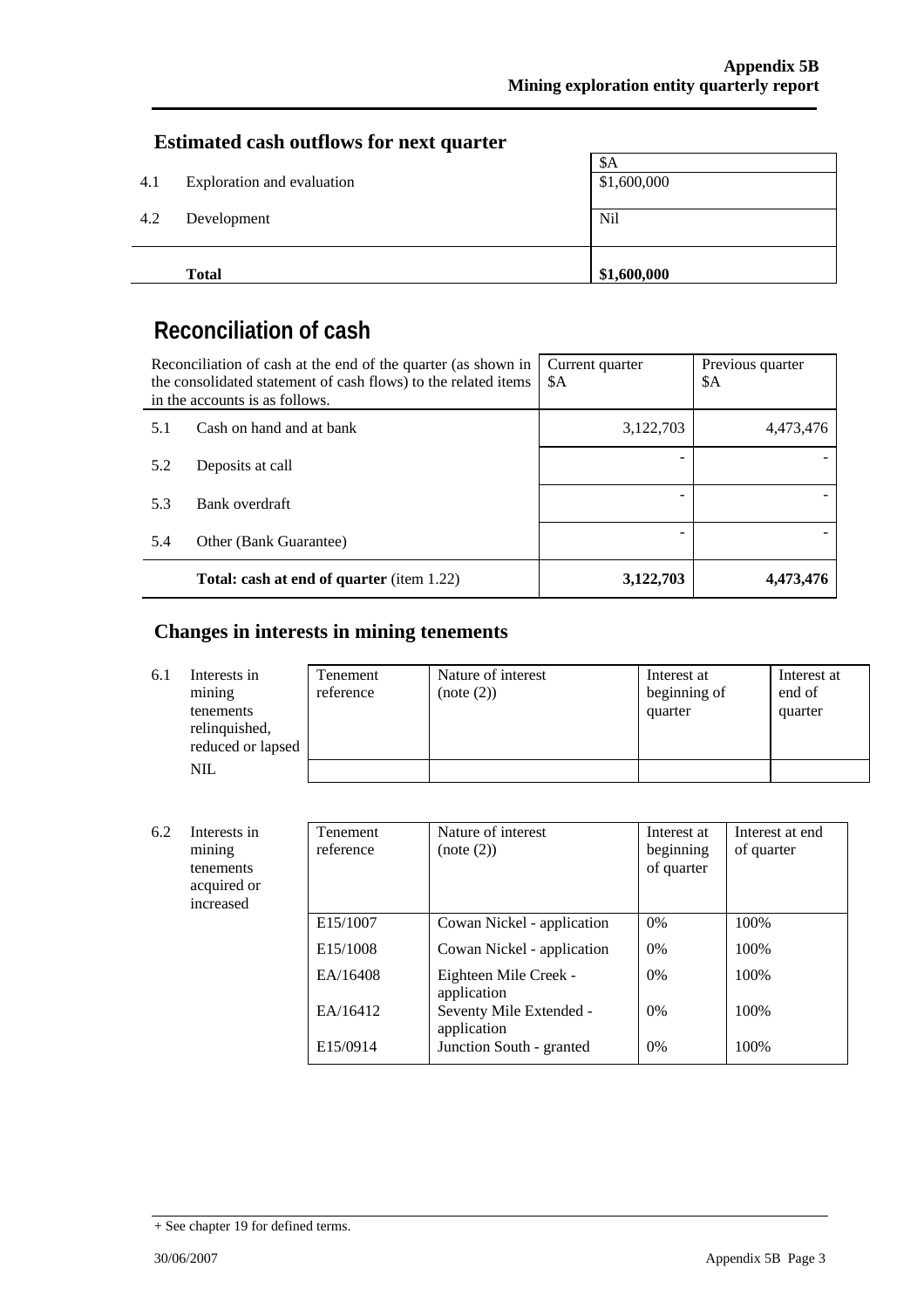## Estimated cash outflows for next quarter

| | | $A |
|---|---|---|
| 4.1 | Exploration and evaluation | $1,600,000 |
| 4.2 | Development | Nil |
| | **Total** | **$1,600,000** |

# Reconciliation of cash

| Reconciliation of cash at the end of the quarter (as shown in the consolidated statement of cash flows) to the related items in the accounts is as follows. | | Current quarter $A | Previous quarter $A |
|---|---|---|---|
| 5.1 | Cash on hand and at bank | 3,122,703 | 4,473,476 |
| 5.2 | Deposits at call | - | - |
| 5.3 | Bank overdraft | - | - |
| 5.4 | Other (Bank Guarantee) | - | - |
| | **Total: cash at end of quarter** (item 1.22) | **3,122,703** | **4,473,476** |

## Changes in interests in mining tenements

| | | Tenement reference | Nature of interest (note (2)) | Interest at beginning of quarter | Interest at end of quarter |
|---|---|---|---|---|---|
| 6.1 | Interests in mining tenements relinquished, reduced or lapsed | | | | |
| | NIL | | | | |

| | | Tenement reference | Nature of interest (note (2)) | Interest at beginning of quarter | Interest at end of quarter |
|---|---|---|---|---|---|
| 6.2 | Interests in mining tenements acquired or increased | | | | |
| | | E15/1007 | Cowan Nickel - application | 0% | 100% |
| | | E15/1008 | Cowan Nickel - application | 0% | 100% |
| | | EA/16408 | Eighteen Mile Creek - application | 0% | 100% |
| | | EA/16412 | Seventy Mile Extended - application | 0% | 100% |
| | | E15/0914 | Junction South - granted | 0% | 100% |

+ See chapter 19 for defined terms.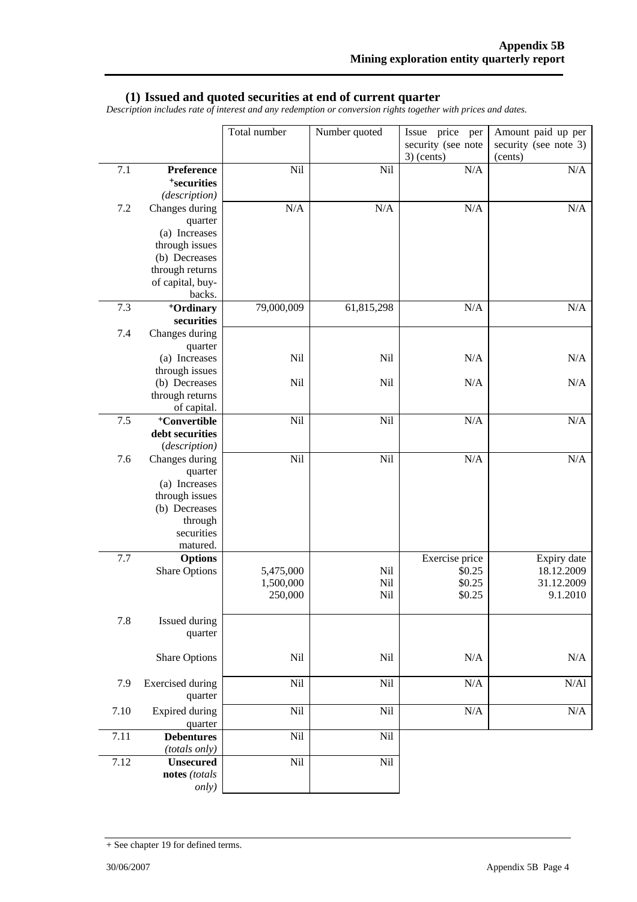## (1) Issued and quoted securities at end of current quarter

*Description includes rate of interest and any redemption or conversion rights together with prices and dates.*

| | | Total number | Number quoted | Issue price per security (see note 3) (cents) | Amount paid up per security (see note 3) (cents) |
|---|---|---|---|---|---|
| 7.1 | **Preference +securities** *(description)* | Nil | Nil | N/A | N/A |
| 7.2 | Changes during quarter (a) Increases through issues (b) Decreases through returns of capital, buy-backs. | N/A | N/A | N/A | N/A |
| 7.3 | **+Ordinary securities** | 79,000,009 | 61,815,298 | N/A | N/A |
| 7.4 | Changes during quarter (a) Increases through issues | Nil | Nil | N/A | N/A |
| | (b) Decreases through returns of capital. | Nil | Nil | N/A | N/A |
| 7.5 | **+Convertible debt securities** *(description)* | Nil | Nil | N/A | N/A |
| 7.6 | Changes during quarter (a) Increases through issues (b) Decreases through securities matured. | Nil | Nil | N/A | N/A |
| 7.7 | **Options** | | | Exercise price | Expiry date |
| | Share Options | 5,475,000 | Nil | $0.25 | 18.12.2009 |
| | | 1,500,000 | Nil | $0.25 | 31.12.2009 |
| | | 250,000 | Nil | $0.25 | 9.1.2010 |
| 7.8 | Issued during quarter | | | | |
| | Share Options | Nil | Nil | N/A | N/A |
| 7.9 | Exercised during quarter | Nil | Nil | N/A | N/Al |
| 7.10 | Expired during quarter | Nil | Nil | N/A | N/A |
| 7.11 | **Debentures** *(totals only)* | Nil | Nil | | |
| 7.12 | **Unsecured notes** *(totals only)* | Nil | Nil | | |

+ See chapter 19 for defined terms.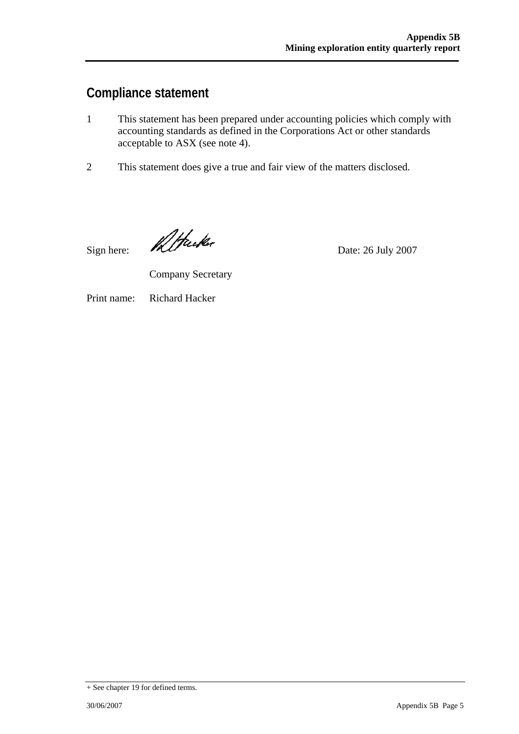## Compliance statement

1 This statement has been prepared under accounting policies which comply with accounting standards as defined in the Corporations Act or other standards acceptable to ASX (see note 4).

2 This statement does give a true and fair view of the matters disclosed.

Sign here: R Hacker Date: 26 July 2007

Company Secretary

Print name: Richard Hacker

+ See chapter 19 for defined terms.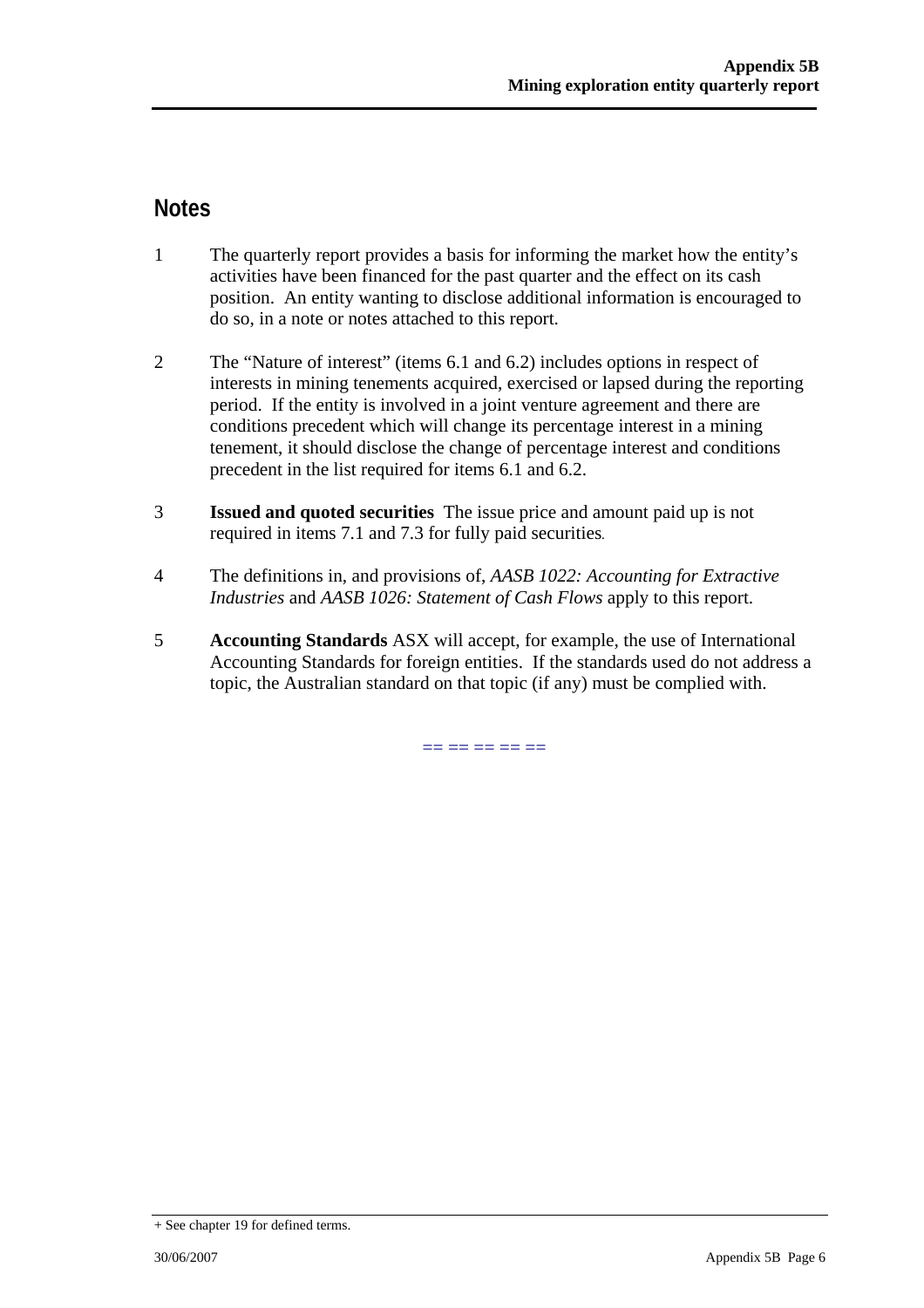## Notes

1 The quarterly report provides a basis for informing the market how the entity's activities have been financed for the past quarter and the effect on its cash position. An entity wanting to disclose additional information is encouraged to do so, in a note or notes attached to this report.

2 The "Nature of interest" (items 6.1 and 6.2) includes options in respect of interests in mining tenements acquired, exercised or lapsed during the reporting period. If the entity is involved in a joint venture agreement and there are conditions precedent which will change its percentage interest in a mining tenement, it should disclose the change of percentage interest and conditions precedent in the list required for items 6.1 and 6.2.

3 **Issued and quoted securities** The issue price and amount paid up is not required in items 7.1 and 7.3 for fully paid securities.

4 The definitions in, and provisions of, *AASB 1022: Accounting for Extractive Industries* and *AASB 1026: Statement of Cash Flows* apply to this report.

5 **Accounting Standards** ASX will accept, for example, the use of International Accounting Standards for foreign entities. If the standards used do not address a topic, the Australian standard on that topic (if any) must be complied with.

== == == == ==

+ See chapter 19 for defined terms.